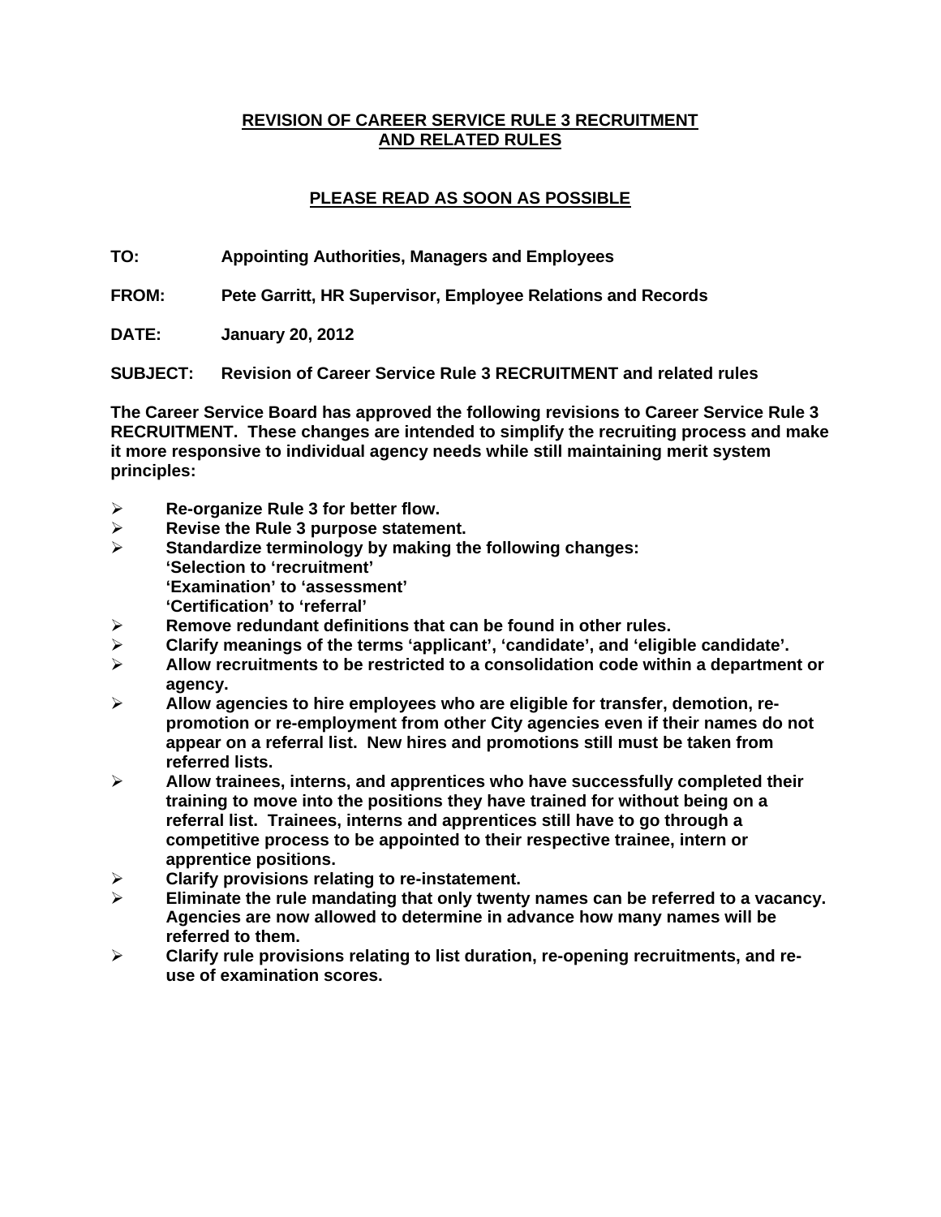# REVISION OF CAREER SERVICE RULE 3 RECRUITMENT AND RELATED RULES

## PLEASE READ AS SOON AS POSSIBLE

**TO:** Appointing Authorities, Managers and Employees

**FROM:** Pete Garritt, HR Supervisor, Employee Relations and Records

**DATE:** January 20, 2012

**SUBJECT:** Revision of Career Service Rule 3 RECRUITMENT and related rules

**The Career Service Board has approved the following revisions to Career Service Rule 3 RECRUITMENT. These changes are intended to simplify the recruiting process and make it more responsive to individual agency needs while still maintaining merit system principles:**

- **Re-organize Rule 3 for better flow.**
- **Revise the Rule 3 purpose statement.**
- **Standardize terminology by making the following changes:**
  **'Selection to 'recruitment'**
  **'Examination' to 'assessment'**
  **'Certification' to 'referral'**
- **Remove redundant definitions that can be found in other rules.**
- **Clarify meanings of the terms 'applicant', 'candidate', and 'eligible candidate'.**
- **Allow recruitments to be restricted to a consolidation code within a department or agency.**
- **Allow agencies to hire employees who are eligible for transfer, demotion, re-promotion or re-employment from other City agencies even if their names do not appear on a referral list. New hires and promotions still must be taken from referred lists.**
- **Allow trainees, interns, and apprentices who have successfully completed their training to move into the positions they have trained for without being on a referral list. Trainees, interns and apprentices still have to go through a competitive process to be appointed to their respective trainee, intern or apprentice positions.**
- **Clarify provisions relating to re-instatement.**
- **Eliminate the rule mandating that only twenty names can be referred to a vacancy. Agencies are now allowed to determine in advance how many names will be referred to them.**
- **Clarify rule provisions relating to list duration, re-opening recruitments, and re-use of examination scores.**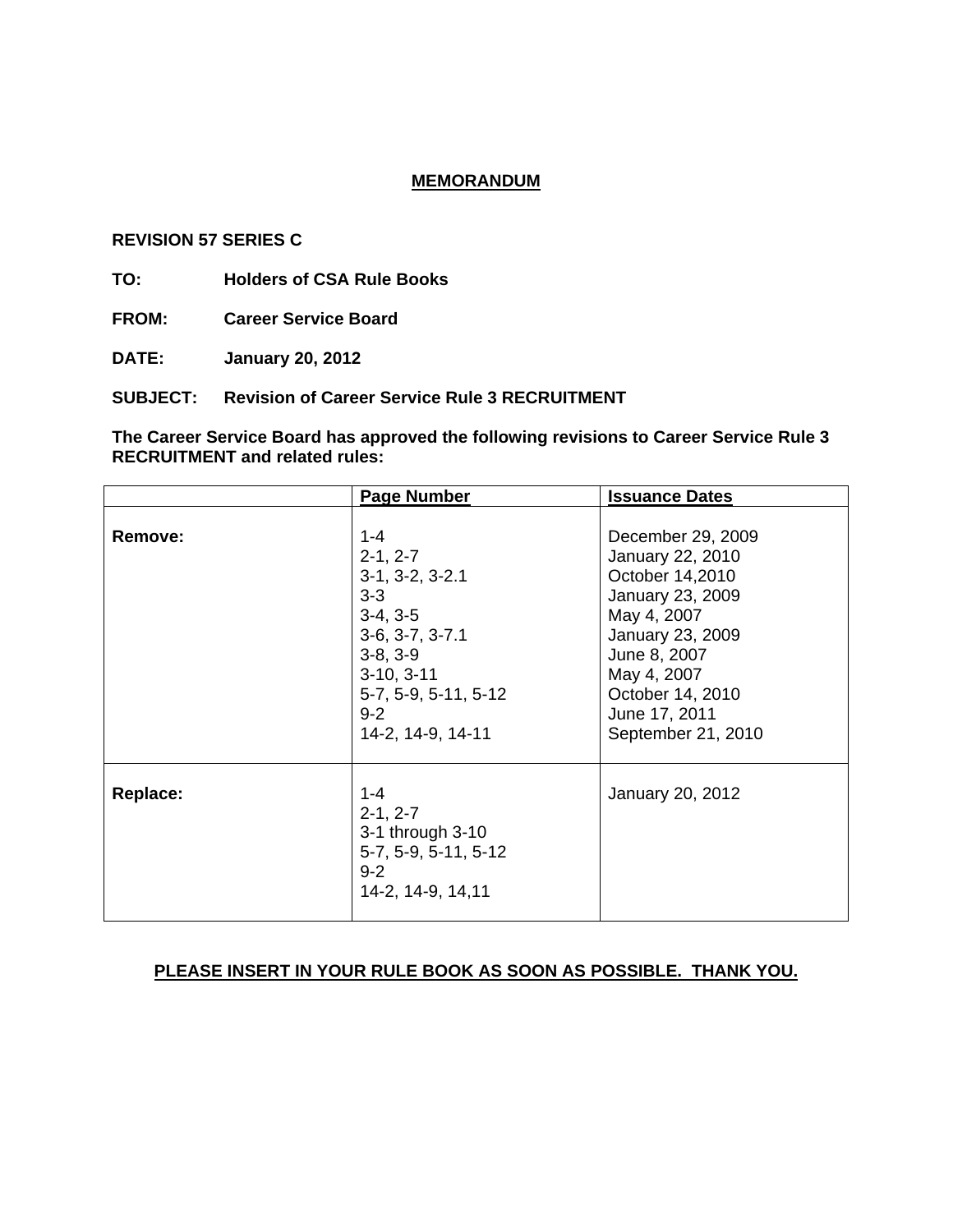# MEMORANDUM

**REVISION 57 SERIES C**

**TO:** Holders of CSA Rule Books

**FROM:** Career Service Board

**DATE:** January 20, 2012

**SUBJECT:** Revision of Career Service Rule 3 RECRUITMENT

**The Career Service Board has approved the following revisions to Career Service Rule 3 RECRUITMENT and related rules:**

| | Page Number | Issuance Dates |
|---|---|---|
| **Remove:** | 1-4<br>2-1, 2-7<br>3-1, 3-2, 3-2.1<br>3-3<br>3-4, 3-5<br>3-6, 3-7, 3-7.1<br>3-8, 3-9<br>3-10, 3-11<br>5-7, 5-9, 5-11, 5-12<br>9-2<br>14-2, 14-9, 14-11 | December 29, 2009<br>January 22, 2010<br>October 14,2010<br>January 23, 2009<br>May 4, 2007<br>January 23, 2009<br>June 8, 2007<br>May 4, 2007<br>October 14, 2010<br>June 17, 2011<br>September 21, 2010 |
| **Replace:** | 1-4<br>2-1, 2-7<br>3-1 through 3-10<br>5-7, 5-9, 5-11, 5-12<br>9-2<br>14-2, 14-9, 14,11 | January 20, 2012 |

**PLEASE INSERT IN YOUR RULE BOOK AS SOON AS POSSIBLE. THANK YOU.**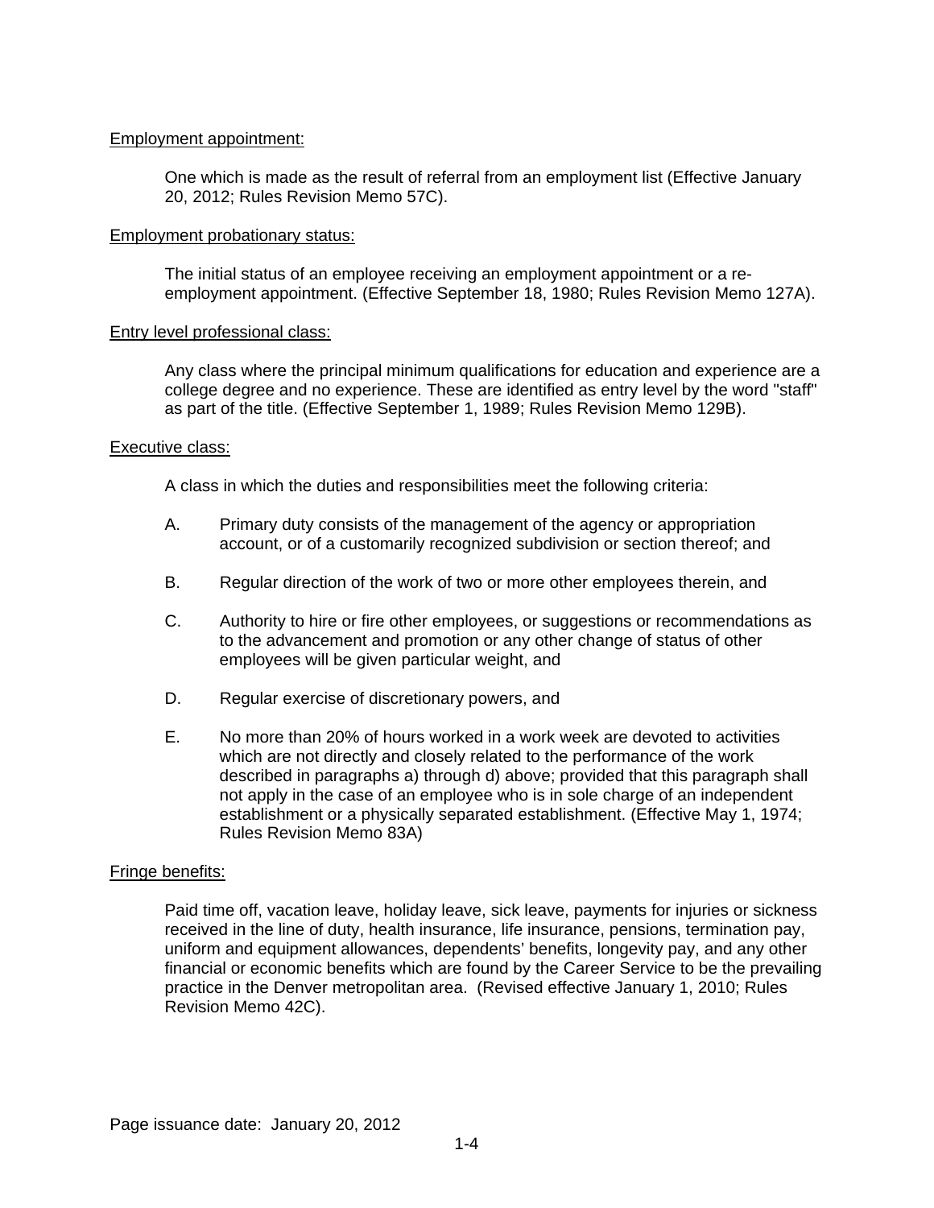Employment appointment:

One which is made as the result of referral from an employment list (Effective January 20, 2012; Rules Revision Memo 57C).

Employment probationary status:

The initial status of an employee receiving an employment appointment or a re-employment appointment. (Effective September 18, 1980; Rules Revision Memo 127A).

Entry level professional class:

Any class where the principal minimum qualifications for education and experience are a college degree and no experience. These are identified as entry level by the word "staff" as part of the title. (Effective September 1, 1989; Rules Revision Memo 129B).

Executive class:

A class in which the duties and responsibilities meet the following criteria:

A. Primary duty consists of the management of the agency or appropriation account, or of a customarily recognized subdivision or section thereof; and

B. Regular direction of the work of two or more other employees therein, and

C. Authority to hire or fire other employees, or suggestions or recommendations as to the advancement and promotion or any other change of status of other employees will be given particular weight, and

D. Regular exercise of discretionary powers, and

E. No more than 20% of hours worked in a work week are devoted to activities which are not directly and closely related to the performance of the work described in paragraphs a) through d) above; provided that this paragraph shall not apply in the case of an employee who is in sole charge of an independent establishment or a physically separated establishment. (Effective May 1, 1974; Rules Revision Memo 83A)

Fringe benefits:

Paid time off, vacation leave, holiday leave, sick leave, payments for injuries or sickness received in the line of duty, health insurance, life insurance, pensions, termination pay, uniform and equipment allowances, dependents' benefits, longevity pay, and any other financial or economic benefits which are found by the Career Service to be the prevailing practice in the Denver metropolitan area. (Revised effective January 1, 2010; Rules Revision Memo 42C).

Page issuance date: January 20, 2012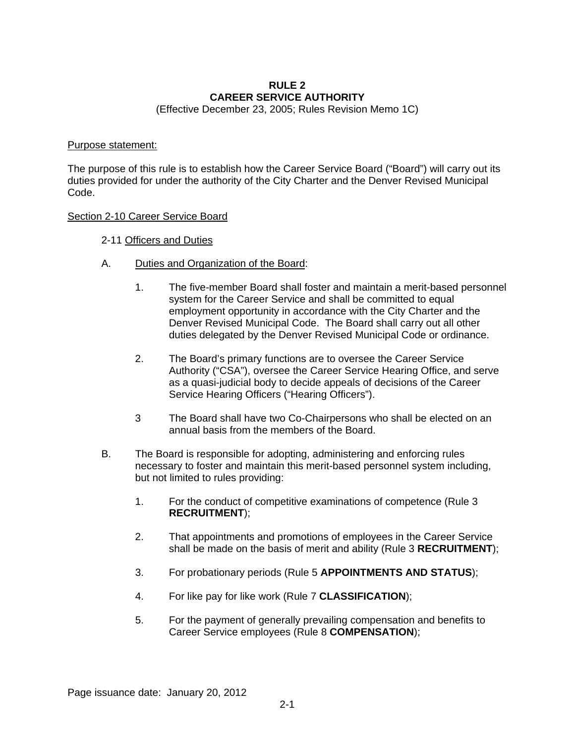# RULE 2
# CAREER SERVICE AUTHORITY

(Effective December 23, 2005; Rules Revision Memo 1C)

Purpose statement:

The purpose of this rule is to establish how the Career Service Board ("Board") will carry out its duties provided for under the authority of the City Charter and the Denver Revised Municipal Code.

## Section 2-10 Career Service Board

### 2-11 Officers and Duties

A. Duties and Organization of the Board:

1. The five-member Board shall foster and maintain a merit-based personnel system for the Career Service and shall be committed to equal employment opportunity in accordance with the City Charter and the Denver Revised Municipal Code. The Board shall carry out all other duties delegated by the Denver Revised Municipal Code or ordinance.

2. The Board's primary functions are to oversee the Career Service Authority ("CSA"), oversee the Career Service Hearing Office, and serve as a quasi-judicial body to decide appeals of decisions of the Career Service Hearing Officers ("Hearing Officers").

3 The Board shall have two Co-Chairpersons who shall be elected on an annual basis from the members of the Board.

B. The Board is responsible for adopting, administering and enforcing rules necessary to foster and maintain this merit-based personnel system including, but not limited to rules providing:

1. For the conduct of competitive examinations of competence (Rule 3 **RECRUITMENT**);

2. That appointments and promotions of employees in the Career Service shall be made on the basis of merit and ability (Rule 3 **RECRUITMENT**);

3. For probationary periods (Rule 5 **APPOINTMENTS AND STATUS**);

4. For like pay for like work (Rule 7 **CLASSIFICATION**);

5. For the payment of generally prevailing compensation and benefits to Career Service employees (Rule 8 **COMPENSATION**);

Page issuance date: January 20, 2012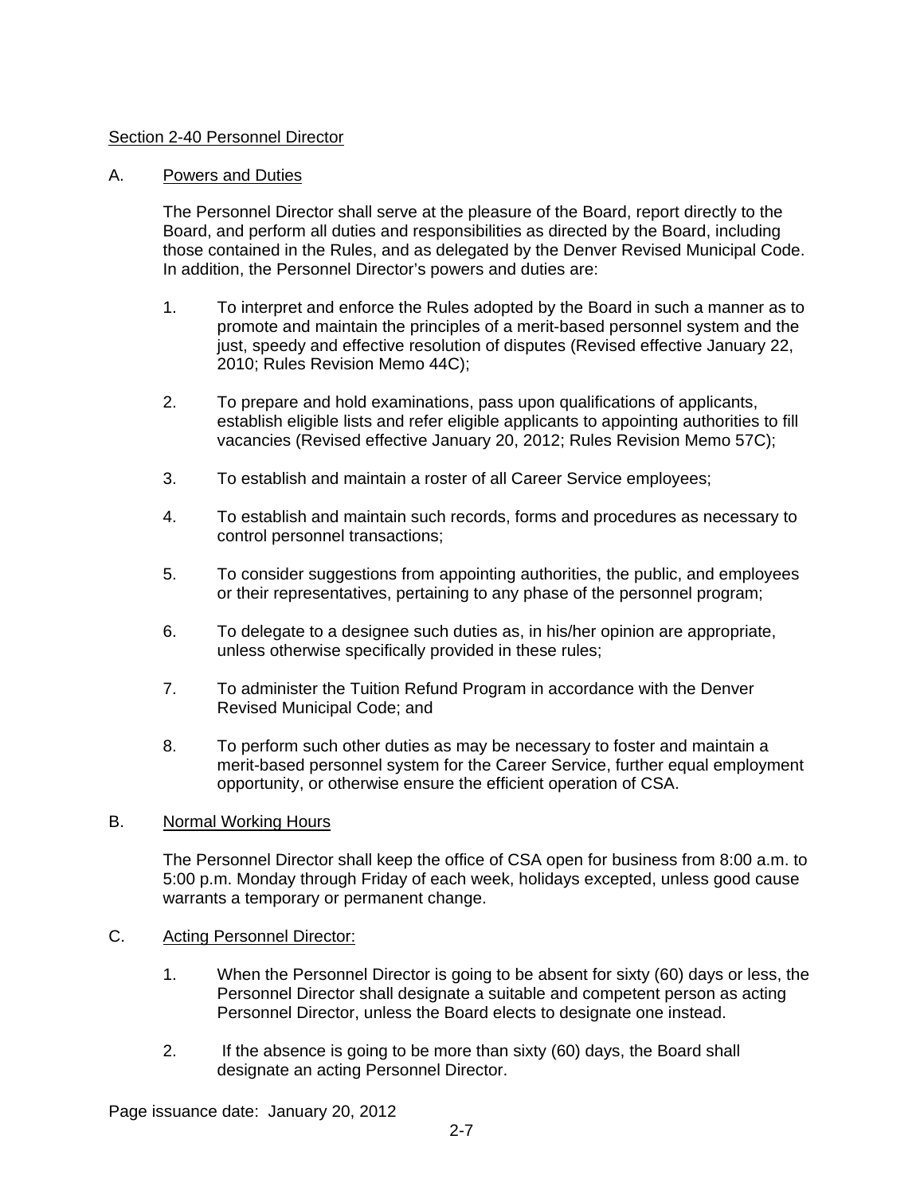## Section 2-40 Personnel Director

### A. Powers and Duties

The Personnel Director shall serve at the pleasure of the Board, report directly to the Board, and perform all duties and responsibilities as directed by the Board, including those contained in the Rules, and as delegated by the Denver Revised Municipal Code. In addition, the Personnel Director's powers and duties are:

1. To interpret and enforce the Rules adopted by the Board in such a manner as to promote and maintain the principles of a merit-based personnel system and the just, speedy and effective resolution of disputes (Revised effective January 22, 2010; Rules Revision Memo 44C);

2. To prepare and hold examinations, pass upon qualifications of applicants, establish eligible lists and refer eligible applicants to appointing authorities to fill vacancies (Revised effective January 20, 2012; Rules Revision Memo 57C);

3. To establish and maintain a roster of all Career Service employees;

4. To establish and maintain such records, forms and procedures as necessary to control personnel transactions;

5. To consider suggestions from appointing authorities, the public, and employees or their representatives, pertaining to any phase of the personnel program;

6. To delegate to a designee such duties as, in his/her opinion are appropriate, unless otherwise specifically provided in these rules;

7. To administer the Tuition Refund Program in accordance with the Denver Revised Municipal Code; and

8. To perform such other duties as may be necessary to foster and maintain a merit-based personnel system for the Career Service, further equal employment opportunity, or otherwise ensure the efficient operation of CSA.

### B. Normal Working Hours

The Personnel Director shall keep the office of CSA open for business from 8:00 a.m. to 5:00 p.m. Monday through Friday of each week, holidays excepted, unless good cause warrants a temporary or permanent change.

### C. Acting Personnel Director:

1. When the Personnel Director is going to be absent for sixty (60) days or less, the Personnel Director shall designate a suitable and competent person as acting Personnel Director, unless the Board elects to designate one instead.

2. If the absence is going to be more than sixty (60) days, the Board shall designate an acting Personnel Director.

Page issuance date: January 20, 2012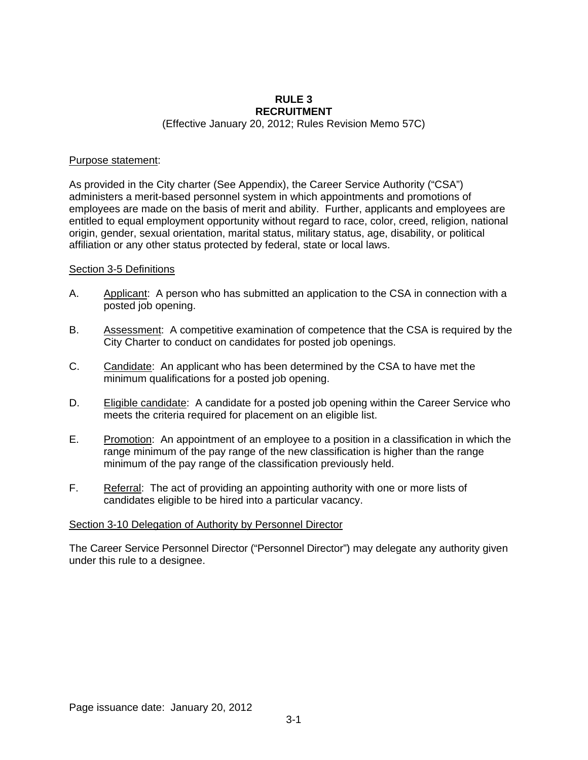# RULE 3
# RECRUITMENT

(Effective January 20, 2012; Rules Revision Memo 57C)

Purpose statement:

As provided in the City charter (See Appendix), the Career Service Authority ("CSA") administers a merit-based personnel system in which appointments and promotions of employees are made on the basis of merit and ability. Further, applicants and employees are entitled to equal employment opportunity without regard to race, color, creed, religion, national origin, gender, sexual orientation, marital status, military status, age, disability, or political affiliation or any other status protected by federal, state or local laws.

## Section 3-5 Definitions

A. Applicant: A person who has submitted an application to the CSA in connection with a posted job opening.

B. Assessment: A competitive examination of competence that the CSA is required by the City Charter to conduct on candidates for posted job openings.

C. Candidate: An applicant who has been determined by the CSA to have met the minimum qualifications for a posted job opening.

D. Eligible candidate: A candidate for a posted job opening within the Career Service who meets the criteria required for placement on an eligible list.

E. Promotion: An appointment of an employee to a position in a classification in which the range minimum of the pay range of the new classification is higher than the range minimum of the pay range of the classification previously held.

F. Referral: The act of providing an appointing authority with one or more lists of candidates eligible to be hired into a particular vacancy.

## Section 3-10 Delegation of Authority by Personnel Director

The Career Service Personnel Director ("Personnel Director") may delegate any authority given under this rule to a designee.

Page issuance date: January 20, 2012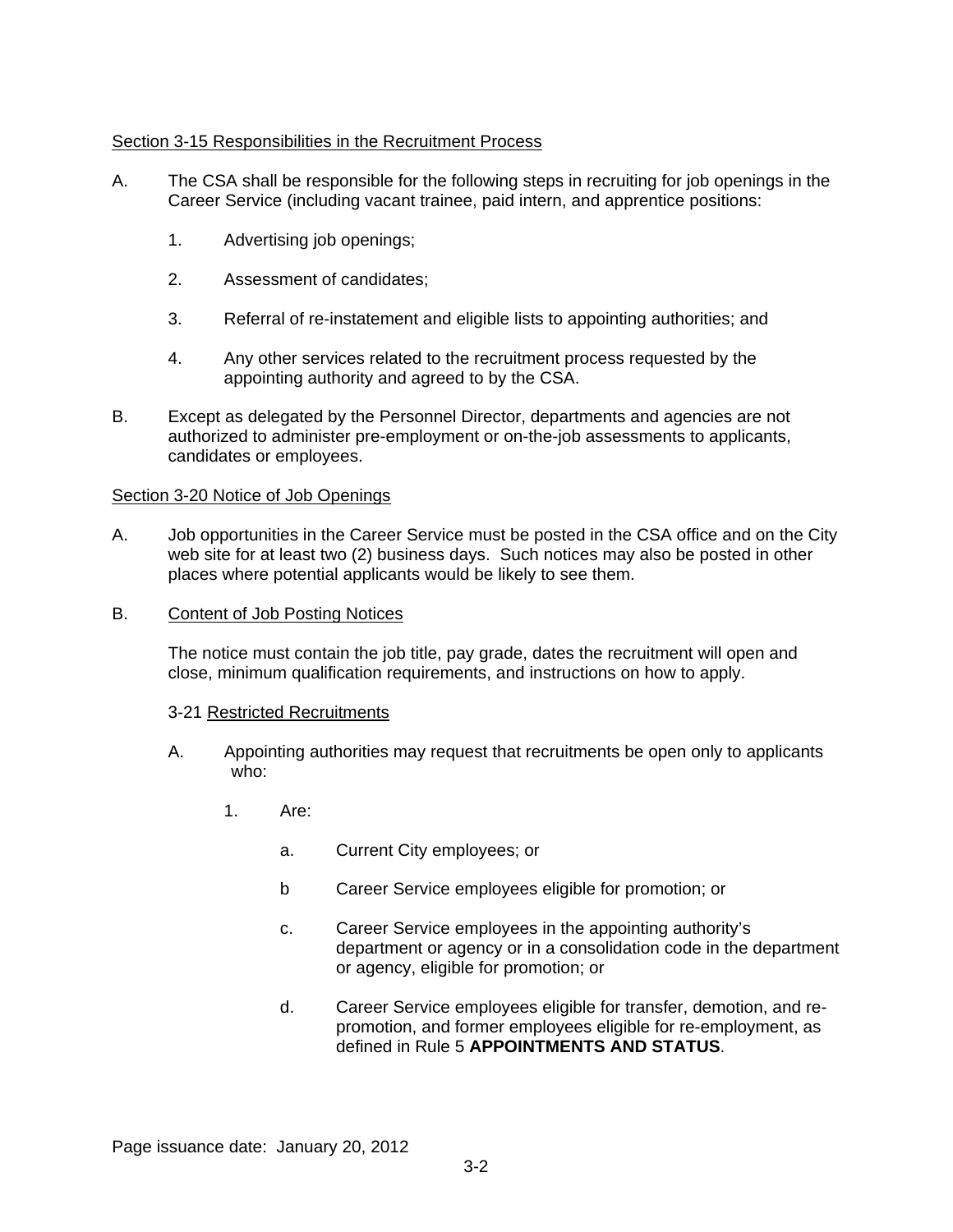Section 3-15 Responsibilities in the Recruitment Process

A. The CSA shall be responsible for the following steps in recruiting for job openings in the Career Service (including vacant trainee, paid intern, and apprentice positions:

   1. Advertising job openings;

   2. Assessment of candidates;

   3. Referral of re-instatement and eligible lists to appointing authorities; and

   4. Any other services related to the recruitment process requested by the appointing authority and agreed to by the CSA.

B. Except as delegated by the Personnel Director, departments and agencies are not authorized to administer pre-employment or on-the-job assessments to applicants, candidates or employees.

Section 3-20 Notice of Job Openings

A. Job opportunities in the Career Service must be posted in the CSA office and on the City web site for at least two (2) business days. Such notices may also be posted in other places where potential applicants would be likely to see them.

B. Content of Job Posting Notices

   The notice must contain the job title, pay grade, dates the recruitment will open and close, minimum qualification requirements, and instructions on how to apply.

   3-21 Restricted Recruitments

   A. Appointing authorities may request that recruitments be open only to applicants who:

      1. Are:

         a. Current City employees; or

         b Career Service employees eligible for promotion; or

         c. Career Service employees in the appointing authority's department or agency or in a consolidation code in the department or agency, eligible for promotion; or

         d. Career Service employees eligible for transfer, demotion, and re-promotion, and former employees eligible for re-employment, as defined in Rule 5 **APPOINTMENTS AND STATUS**.

Page issuance date: January 20, 2012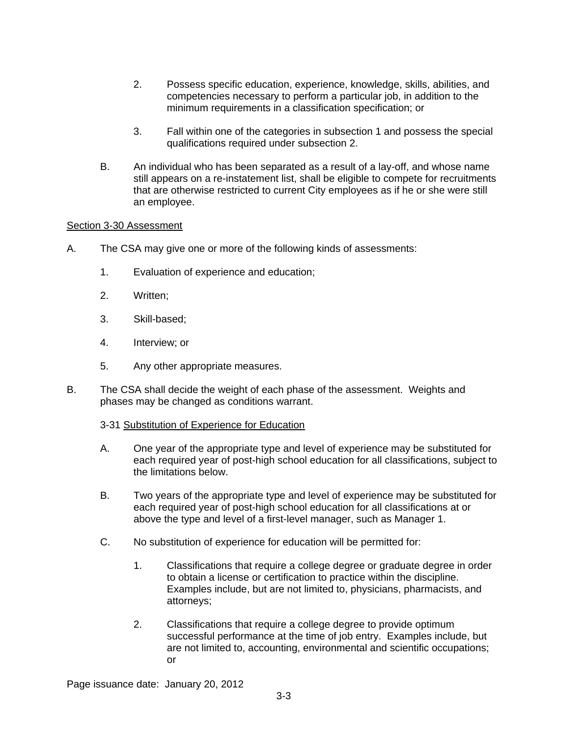2. Possess specific education, experience, knowledge, skills, abilities, and competencies necessary to perform a particular job, in addition to the minimum requirements in a classification specification; or

3. Fall within one of the categories in subsection 1 and possess the special qualifications required under subsection 2.

B. An individual who has been separated as a result of a lay-off, and whose name still appears on a re-instatement list, shall be eligible to compete for recruitments that are otherwise restricted to current City employees as if he or she were still an employee.

<u>Section 3-30 Assessment</u>

A. The CSA may give one or more of the following kinds of assessments:

1. Evaluation of experience and education;

2. Written;

3. Skill-based;

4. Interview; or

5. Any other appropriate measures.

B. The CSA shall decide the weight of each phase of the assessment. Weights and phases may be changed as conditions warrant.

3-31 <u>Substitution of Experience for Education</u>

A. One year of the appropriate type and level of experience may be substituted for each required year of post-high school education for all classifications, subject to the limitations below.

B. Two years of the appropriate type and level of experience may be substituted for each required year of post-high school education for all classifications at or above the type and level of a first-level manager, such as Manager 1.

C. No substitution of experience for education will be permitted for:

1. Classifications that require a college degree or graduate degree in order to obtain a license or certification to practice within the discipline. Examples include, but are not limited to, physicians, pharmacists, and attorneys;

2. Classifications that require a college degree to provide optimum successful performance at the time of job entry. Examples include, but are not limited to, accounting, environmental and scientific occupations; or

Page issuance date: January 20, 2012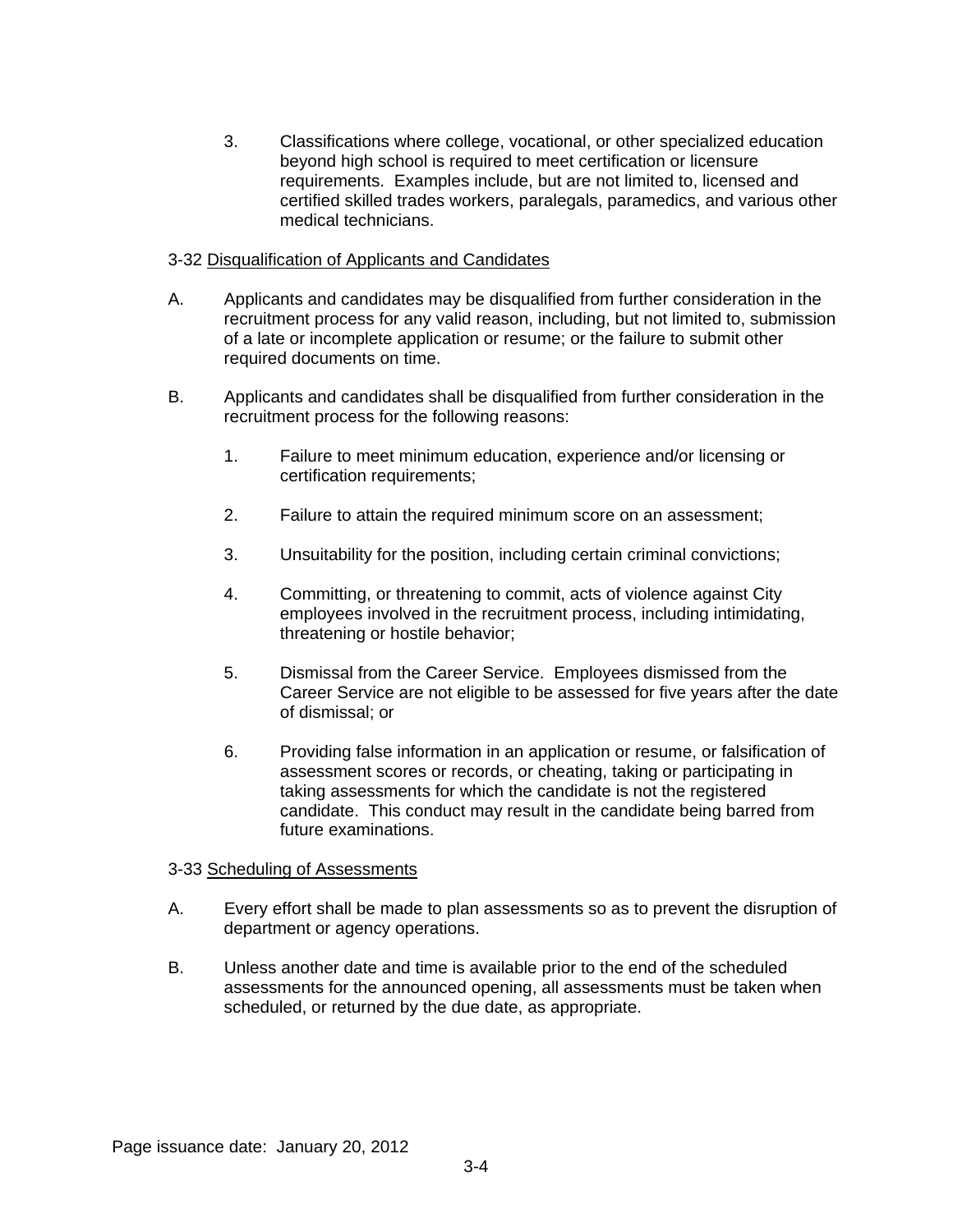3. Classifications where college, vocational, or other specialized education beyond high school is required to meet certification or licensure requirements. Examples include, but are not limited to, licensed and certified skilled trades workers, paralegals, paramedics, and various other medical technicians.

3-32 Disqualification of Applicants and Candidates

A. Applicants and candidates may be disqualified from further consideration in the recruitment process for any valid reason, including, but not limited to, submission of a late or incomplete application or resume; or the failure to submit other required documents on time.

B. Applicants and candidates shall be disqualified from further consideration in the recruitment process for the following reasons:

   1. Failure to meet minimum education, experience and/or licensing or certification requirements;

   2. Failure to attain the required minimum score on an assessment;

   3. Unsuitability for the position, including certain criminal convictions;

   4. Committing, or threatening to commit, acts of violence against City employees involved in the recruitment process, including intimidating, threatening or hostile behavior;

   5. Dismissal from the Career Service. Employees dismissed from the Career Service are not eligible to be assessed for five years after the date of dismissal; or

   6. Providing false information in an application or resume, or falsification of assessment scores or records, or cheating, taking or participating in taking assessments for which the candidate is not the registered candidate. This conduct may result in the candidate being barred from future examinations.

3-33 Scheduling of Assessments

A. Every effort shall be made to plan assessments so as to prevent the disruption of department or agency operations.

B. Unless another date and time is available prior to the end of the scheduled assessments for the announced opening, all assessments must be taken when scheduled, or returned by the due date, as appropriate.

Page issuance date: January 20, 2012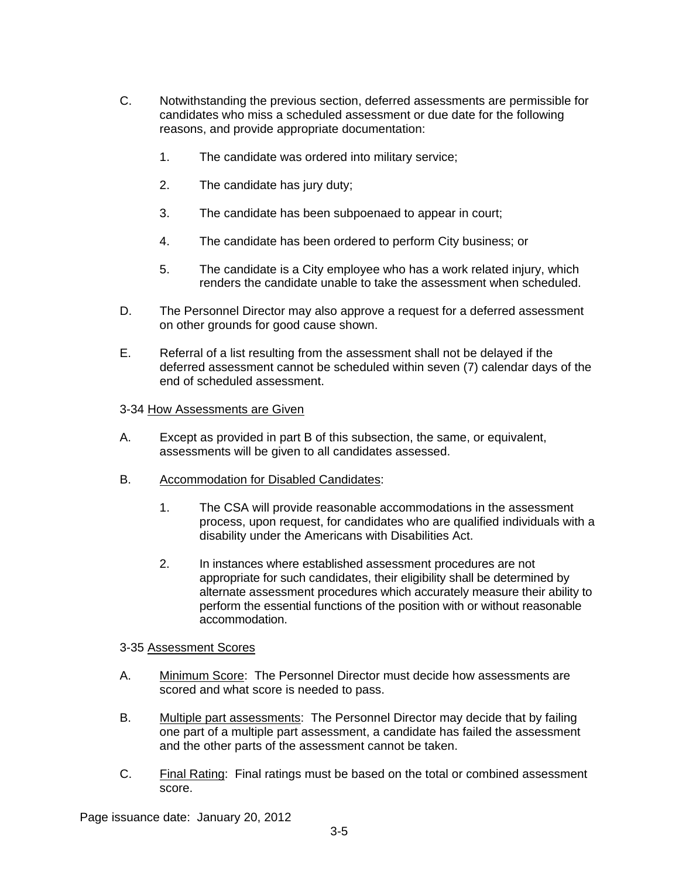C. Notwithstanding the previous section, deferred assessments are permissible for candidates who miss a scheduled assessment or due date for the following reasons, and provide appropriate documentation:

   1. The candidate was ordered into military service;

   2. The candidate has jury duty;

   3. The candidate has been subpoenaed to appear in court;

   4. The candidate has been ordered to perform City business; or

   5. The candidate is a City employee who has a work related injury, which renders the candidate unable to take the assessment when scheduled.

D. The Personnel Director may also approve a request for a deferred assessment on other grounds for good cause shown.

E. Referral of a list resulting from the assessment shall not be delayed if the deferred assessment cannot be scheduled within seven (7) calendar days of the end of scheduled assessment.

3-34 <u>How Assessments are Given</u>

A. Except as provided in part B of this subsection, the same, or equivalent, assessments will be given to all candidates assessed.

B. <u>Accommodation for Disabled Candidates</u>:

   1. The CSA will provide reasonable accommodations in the assessment process, upon request, for candidates who are qualified individuals with a disability under the Americans with Disabilities Act.

   2. In instances where established assessment procedures are not appropriate for such candidates, their eligibility shall be determined by alternate assessment procedures which accurately measure their ability to perform the essential functions of the position with or without reasonable accommodation.

3-35 <u>Assessment Scores</u>

A. <u>Minimum Score</u>: The Personnel Director must decide how assessments are scored and what score is needed to pass.

B. <u>Multiple part assessments</u>: The Personnel Director may decide that by failing one part of a multiple part assessment, a candidate has failed the assessment and the other parts of the assessment cannot be taken.

C. <u>Final Rating</u>: Final ratings must be based on the total or combined assessment score.

Page issuance date: January 20, 2012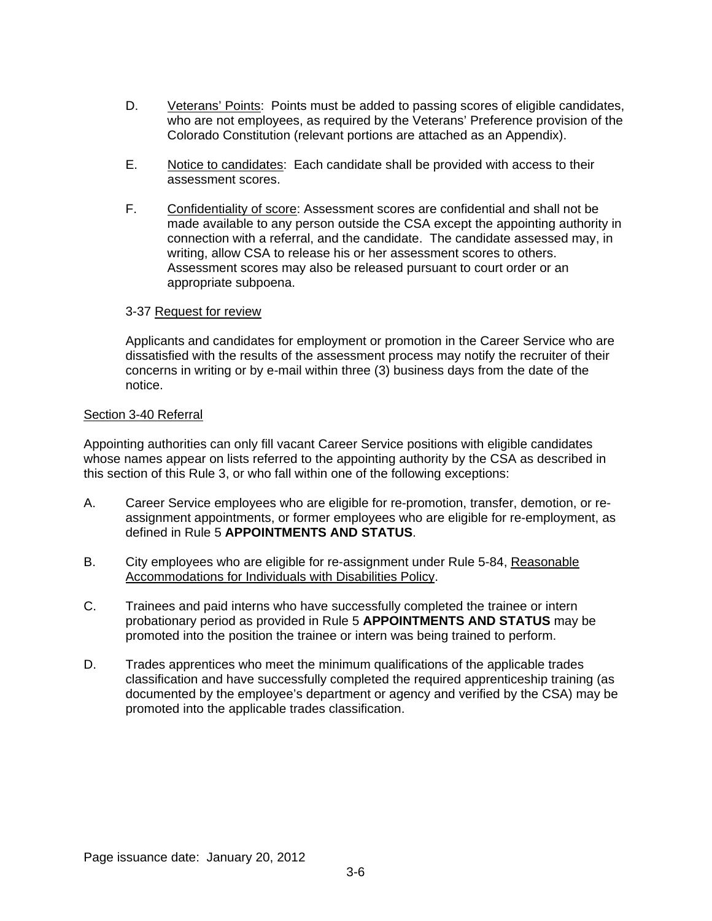D. Veterans' Points: Points must be added to passing scores of eligible candidates, who are not employees, as required by the Veterans' Preference provision of the Colorado Constitution (relevant portions are attached as an Appendix).

E. Notice to candidates: Each candidate shall be provided with access to their assessment scores.

F. Confidentiality of score: Assessment scores are confidential and shall not be made available to any person outside the CSA except the appointing authority in connection with a referral, and the candidate. The candidate assessed may, in writing, allow CSA to release his or her assessment scores to others. Assessment scores may also be released pursuant to court order or an appropriate subpoena.

3-37 Request for review

Applicants and candidates for employment or promotion in the Career Service who are dissatisfied with the results of the assessment process may notify the recruiter of their concerns in writing or by e-mail within three (3) business days from the date of the notice.

## Section 3-40 Referral

Appointing authorities can only fill vacant Career Service positions with eligible candidates whose names appear on lists referred to the appointing authority by the CSA as described in this section of this Rule 3, or who fall within one of the following exceptions:

A. Career Service employees who are eligible for re-promotion, transfer, demotion, or re-assignment appointments, or former employees who are eligible for re-employment, as defined in Rule 5 **APPOINTMENTS AND STATUS**.

B. City employees who are eligible for re-assignment under Rule 5-84, Reasonable Accommodations for Individuals with Disabilities Policy.

C. Trainees and paid interns who have successfully completed the trainee or intern probationary period as provided in Rule 5 **APPOINTMENTS AND STATUS** may be promoted into the position the trainee or intern was being trained to perform.

D. Trades apprentices who meet the minimum qualifications of the applicable trades classification and have successfully completed the required apprenticeship training (as documented by the employee's department or agency and verified by the CSA) may be promoted into the applicable trades classification.

Page issuance date: January 20, 2012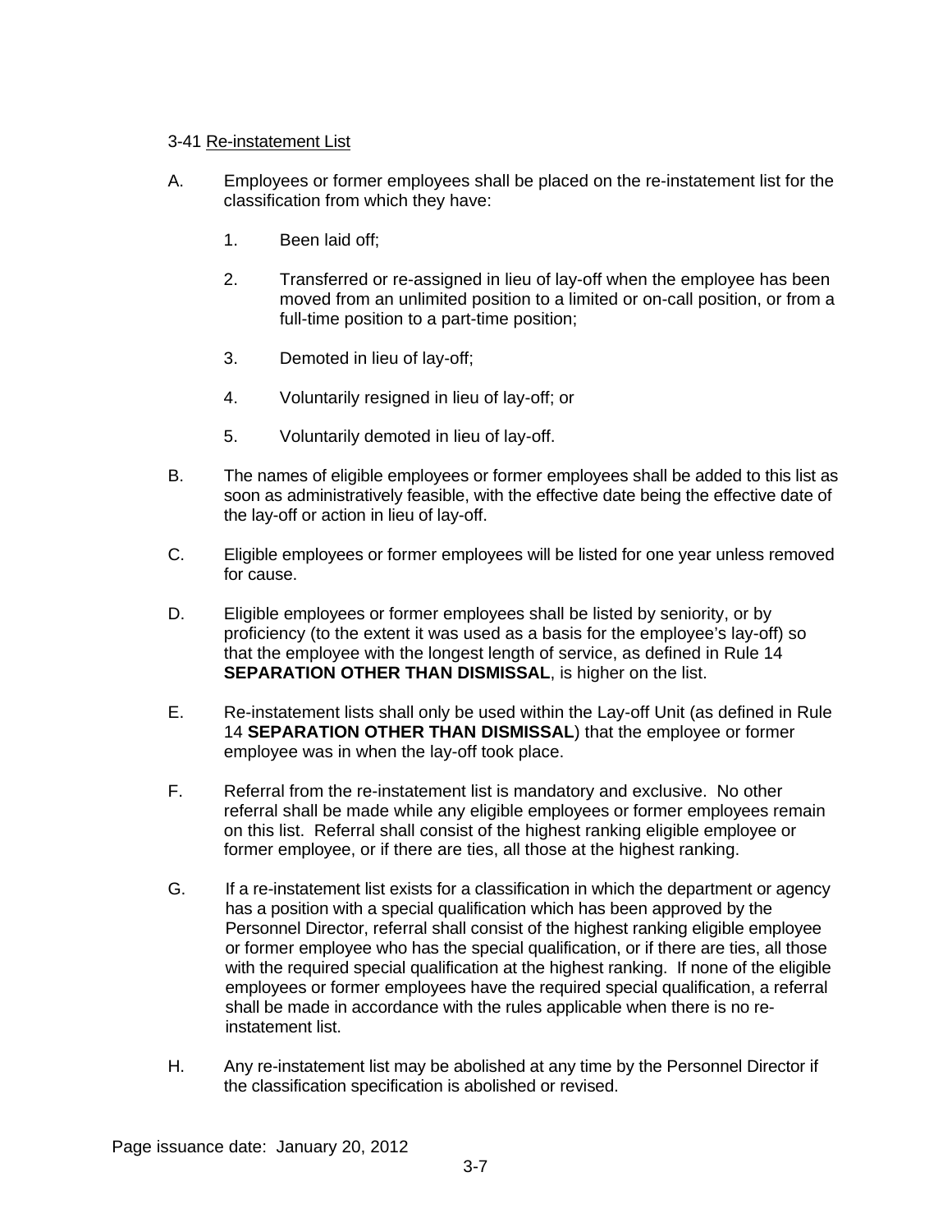### 3-41 Re-instatement List

A. Employees or former employees shall be placed on the re-instatement list for the classification from which they have:

   1. Been laid off;

   2. Transferred or re-assigned in lieu of lay-off when the employee has been moved from an unlimited position to a limited or on-call position, or from a full-time position to a part-time position;

   3. Demoted in lieu of lay-off;

   4. Voluntarily resigned in lieu of lay-off; or

   5. Voluntarily demoted in lieu of lay-off.

B. The names of eligible employees or former employees shall be added to this list as soon as administratively feasible, with the effective date being the effective date of the lay-off or action in lieu of lay-off.

C. Eligible employees or former employees will be listed for one year unless removed for cause.

D. Eligible employees or former employees shall be listed by seniority, or by proficiency (to the extent it was used as a basis for the employee's lay-off) so that the employee with the longest length of service, as defined in Rule 14 **SEPARATION OTHER THAN DISMISSAL**, is higher on the list.

E. Re-instatement lists shall only be used within the Lay-off Unit (as defined in Rule 14 **SEPARATION OTHER THAN DISMISSAL**) that the employee or former employee was in when the lay-off took place.

F. Referral from the re-instatement list is mandatory and exclusive. No other referral shall be made while any eligible employees or former employees remain on this list. Referral shall consist of the highest ranking eligible employee or former employee, or if there are ties, all those at the highest ranking.

G. If a re-instatement list exists for a classification in which the department or agency has a position with a special qualification which has been approved by the Personnel Director, referral shall consist of the highest ranking eligible employee or former employee who has the special qualification, or if there are ties, all those with the required special qualification at the highest ranking. If none of the eligible employees or former employees have the required special qualification, a referral shall be made in accordance with the rules applicable when there is no re-instatement list.

H. Any re-instatement list may be abolished at any time by the Personnel Director if the classification specification is abolished or revised.

Page issuance date: January 20, 2012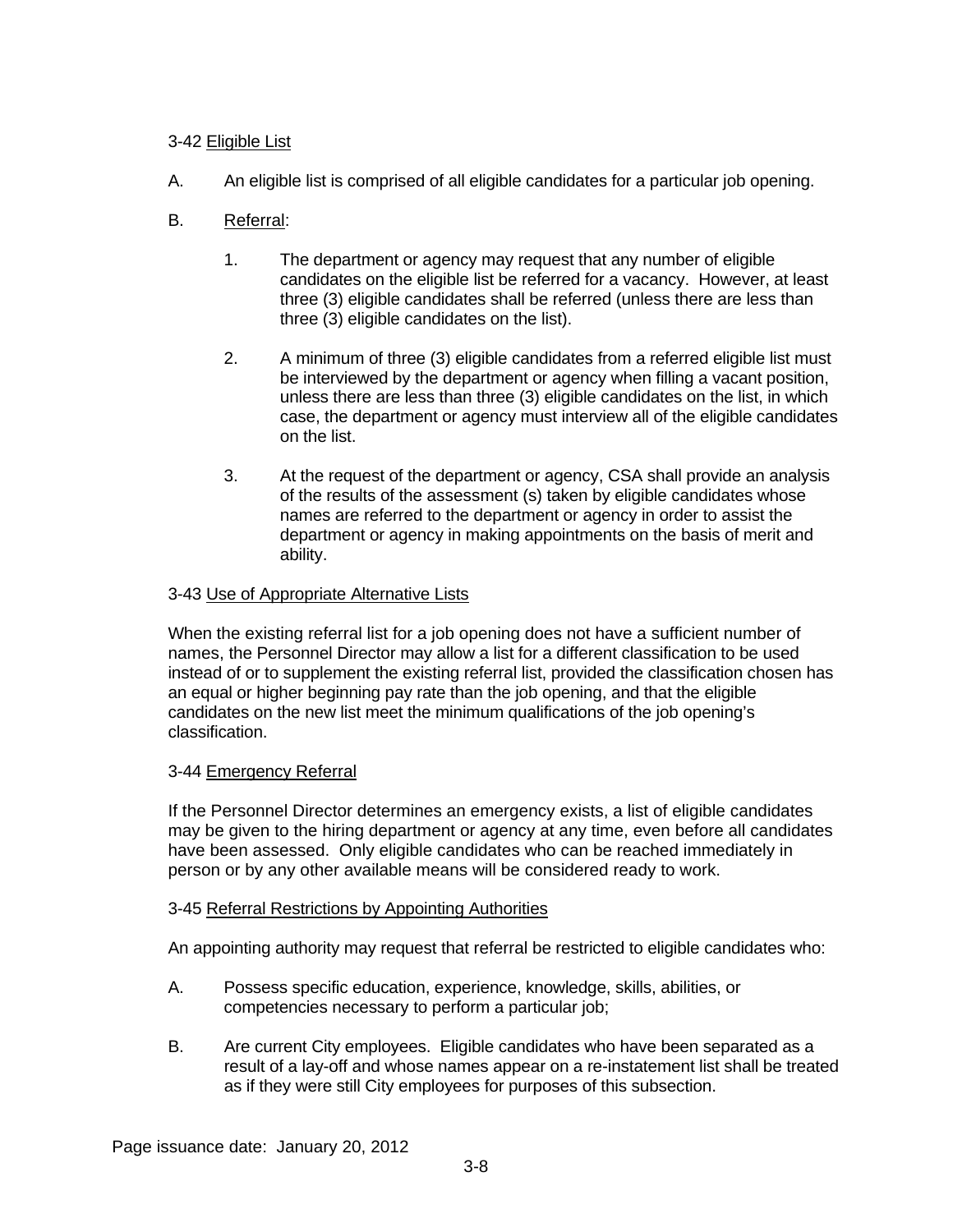3-42 Eligible List

A. An eligible list is comprised of all eligible candidates for a particular job opening.

B. Referral:

   1. The department or agency may request that any number of eligible candidates on the eligible list be referred for a vacancy. However, at least three (3) eligible candidates shall be referred (unless there are less than three (3) eligible candidates on the list).

   2. A minimum of three (3) eligible candidates from a referred eligible list must be interviewed by the department or agency when filling a vacant position, unless there are less than three (3) eligible candidates on the list, in which case, the department or agency must interview all of the eligible candidates on the list.

   3. At the request of the department or agency, CSA shall provide an analysis of the results of the assessment (s) taken by eligible candidates whose names are referred to the department or agency in order to assist the department or agency in making appointments on the basis of merit and ability.

3-43 Use of Appropriate Alternative Lists

When the existing referral list for a job opening does not have a sufficient number of names, the Personnel Director may allow a list for a different classification to be used instead of or to supplement the existing referral list, provided the classification chosen has an equal or higher beginning pay rate than the job opening, and that the eligible candidates on the new list meet the minimum qualifications of the job opening's classification.

3-44 Emergency Referral

If the Personnel Director determines an emergency exists, a list of eligible candidates may be given to the hiring department or agency at any time, even before all candidates have been assessed. Only eligible candidates who can be reached immediately in person or by any other available means will be considered ready to work.

3-45 Referral Restrictions by Appointing Authorities

An appointing authority may request that referral be restricted to eligible candidates who:

A. Possess specific education, experience, knowledge, skills, abilities, or competencies necessary to perform a particular job;

B. Are current City employees. Eligible candidates who have been separated as a result of a lay-off and whose names appear on a re-instatement list shall be treated as if they were still City employees for purposes of this subsection.

Page issuance date: January 20, 2012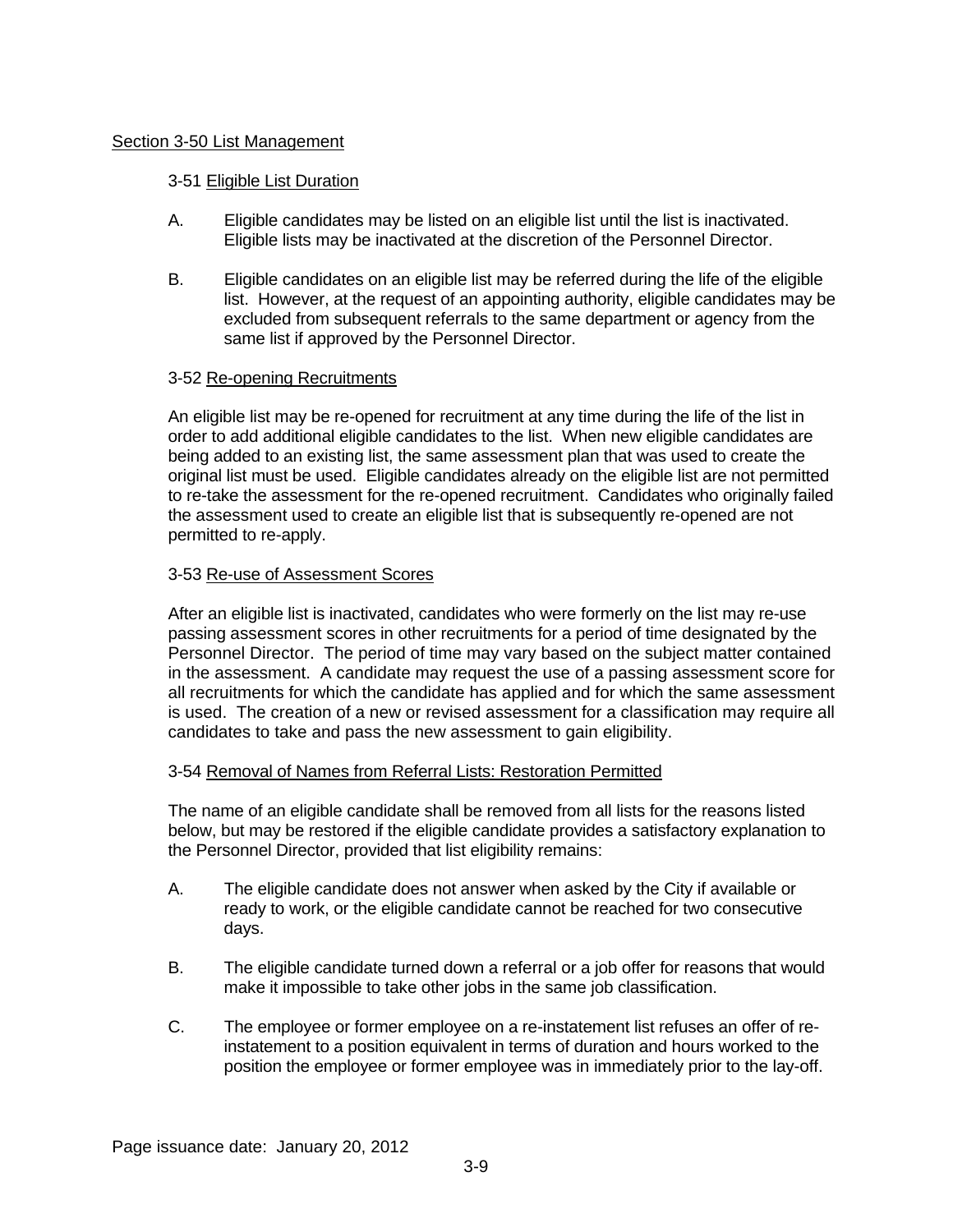## Section 3-50 List Management

### 3-51 Eligible List Duration

A. Eligible candidates may be listed on an eligible list until the list is inactivated. Eligible lists may be inactivated at the discretion of the Personnel Director.

B. Eligible candidates on an eligible list may be referred during the life of the eligible list. However, at the request of an appointing authority, eligible candidates may be excluded from subsequent referrals to the same department or agency from the same list if approved by the Personnel Director.

### 3-52 Re-opening Recruitments

An eligible list may be re-opened for recruitment at any time during the life of the list in order to add additional eligible candidates to the list. When new eligible candidates are being added to an existing list, the same assessment plan that was used to create the original list must be used. Eligible candidates already on the eligible list are not permitted to re-take the assessment for the re-opened recruitment. Candidates who originally failed the assessment used to create an eligible list that is subsequently re-opened are not permitted to re-apply.

### 3-53 Re-use of Assessment Scores

After an eligible list is inactivated, candidates who were formerly on the list may re-use passing assessment scores in other recruitments for a period of time designated by the Personnel Director. The period of time may vary based on the subject matter contained in the assessment. A candidate may request the use of a passing assessment score for all recruitments for which the candidate has applied and for which the same assessment is used. The creation of a new or revised assessment for a classification may require all candidates to take and pass the new assessment to gain eligibility.

### 3-54 Removal of Names from Referral Lists: Restoration Permitted

The name of an eligible candidate shall be removed from all lists for the reasons listed below, but may be restored if the eligible candidate provides a satisfactory explanation to the Personnel Director, provided that list eligibility remains:

A. The eligible candidate does not answer when asked by the City if available or ready to work, or the eligible candidate cannot be reached for two consecutive days.

B. The eligible candidate turned down a referral or a job offer for reasons that would make it impossible to take other jobs in the same job classification.

C. The employee or former employee on a re-instatement list refuses an offer of re-instatement to a position equivalent in terms of duration and hours worked to the position the employee or former employee was in immediately prior to the lay-off.

Page issuance date: January 20, 2012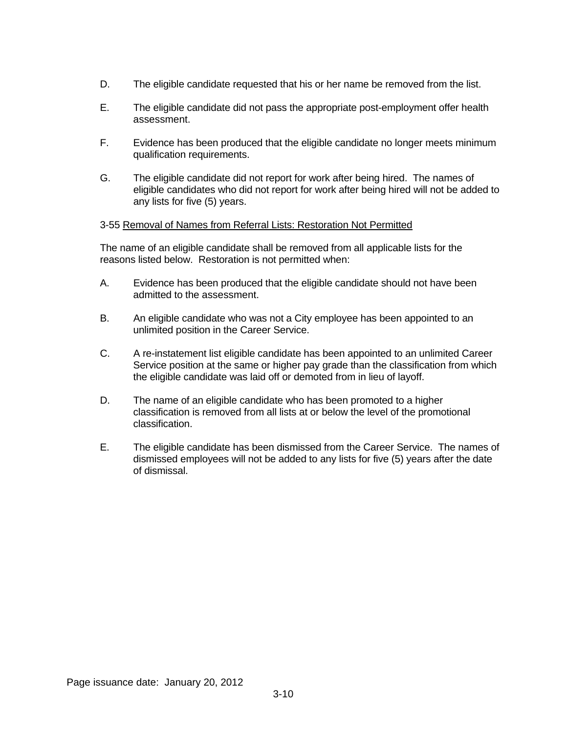D. The eligible candidate requested that his or her name be removed from the list.

E. The eligible candidate did not pass the appropriate post-employment offer health assessment.

F. Evidence has been produced that the eligible candidate no longer meets minimum qualification requirements.

G. The eligible candidate did not report for work after being hired. The names of eligible candidates who did not report for work after being hired will not be added to any lists for five (5) years.

3-55 <u>Removal of Names from Referral Lists: Restoration Not Permitted</u>

The name of an eligible candidate shall be removed from all applicable lists for the reasons listed below. Restoration is not permitted when:

A. Evidence has been produced that the eligible candidate should not have been admitted to the assessment.

B. An eligible candidate who was not a City employee has been appointed to an unlimited position in the Career Service.

C. A re-instatement list eligible candidate has been appointed to an unlimited Career Service position at the same or higher pay grade than the classification from which the eligible candidate was laid off or demoted from in lieu of layoff.

D. The name of an eligible candidate who has been promoted to a higher classification is removed from all lists at or below the level of the promotional classification.

E. The eligible candidate has been dismissed from the Career Service. The names of dismissed employees will not be added to any lists for five (5) years after the date of dismissal.

Page issuance date: January 20, 2012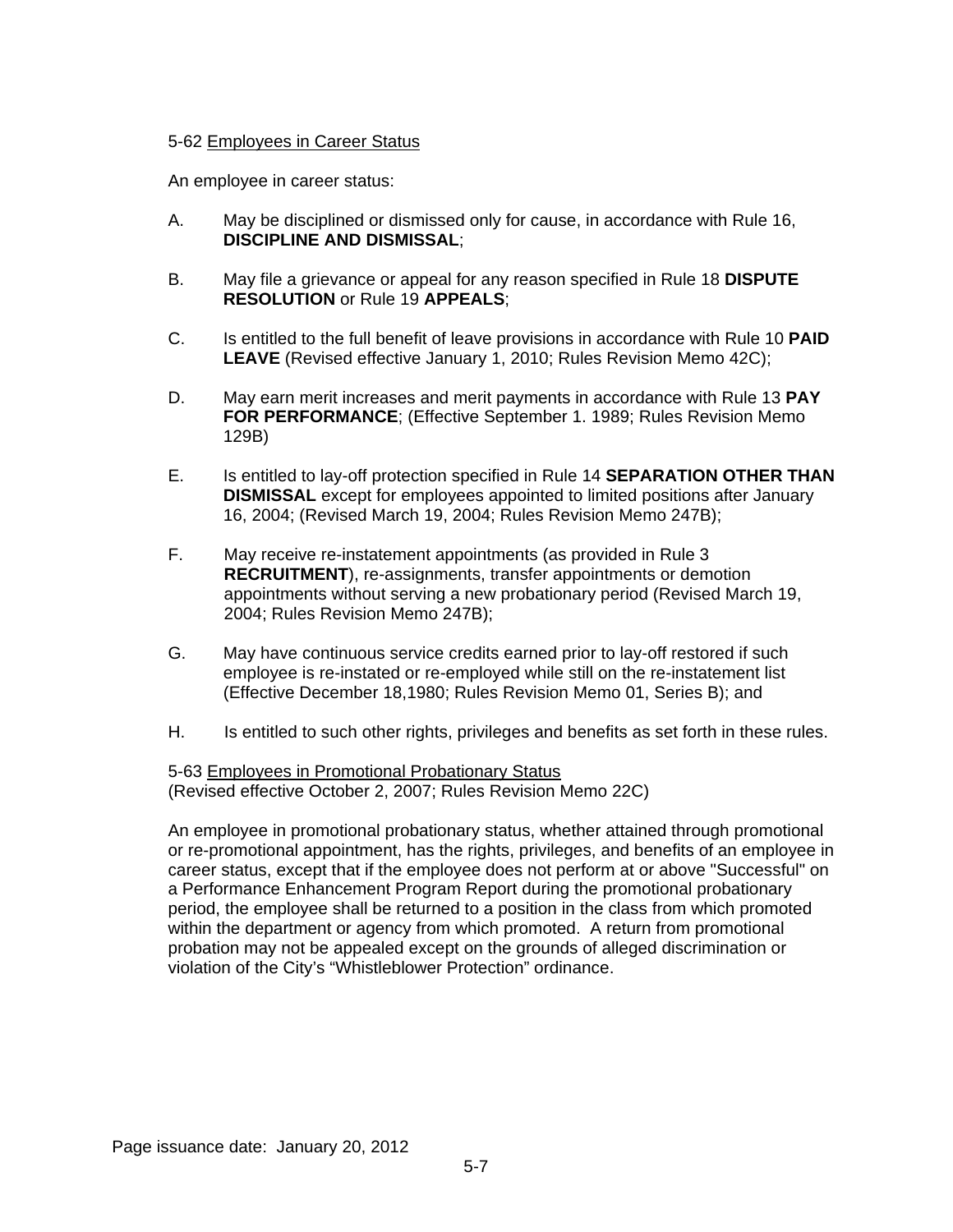5-62 Employees in Career Status

An employee in career status:

A. May be disciplined or dismissed only for cause, in accordance with Rule 16, **DISCIPLINE AND DISMISSAL**;

B. May file a grievance or appeal for any reason specified in Rule 18 **DISPUTE RESOLUTION** or Rule 19 **APPEALS**;

C. Is entitled to the full benefit of leave provisions in accordance with Rule 10 **PAID LEAVE** (Revised effective January 1, 2010; Rules Revision Memo 42C);

D. May earn merit increases and merit payments in accordance with Rule 13 **PAY FOR PERFORMANCE**; (Effective September 1. 1989; Rules Revision Memo 129B)

E. Is entitled to lay-off protection specified in Rule 14 **SEPARATION OTHER THAN DISMISSAL** except for employees appointed to limited positions after January 16, 2004; (Revised March 19, 2004; Rules Revision Memo 247B);

F. May receive re-instatement appointments (as provided in Rule 3 **RECRUITMENT**), re-assignments, transfer appointments or demotion appointments without serving a new probationary period (Revised March 19, 2004; Rules Revision Memo 247B);

G. May have continuous service credits earned prior to lay-off restored if such employee is re-instated or re-employed while still on the re-instatement list (Effective December 18,1980; Rules Revision Memo 01, Series B); and

H. Is entitled to such other rights, privileges and benefits as set forth in these rules.

5-63 Employees in Promotional Probationary Status
(Revised effective October 2, 2007; Rules Revision Memo 22C)

An employee in promotional probationary status, whether attained through promotional or re-promotional appointment, has the rights, privileges, and benefits of an employee in career status, except that if the employee does not perform at or above "Successful" on a Performance Enhancement Program Report during the promotional probationary period, the employee shall be returned to a position in the class from which promoted within the department or agency from which promoted. A return from promotional probation may not be appealed except on the grounds of alleged discrimination or violation of the City's "Whistleblower Protection" ordinance.

Page issuance date: January 20, 2012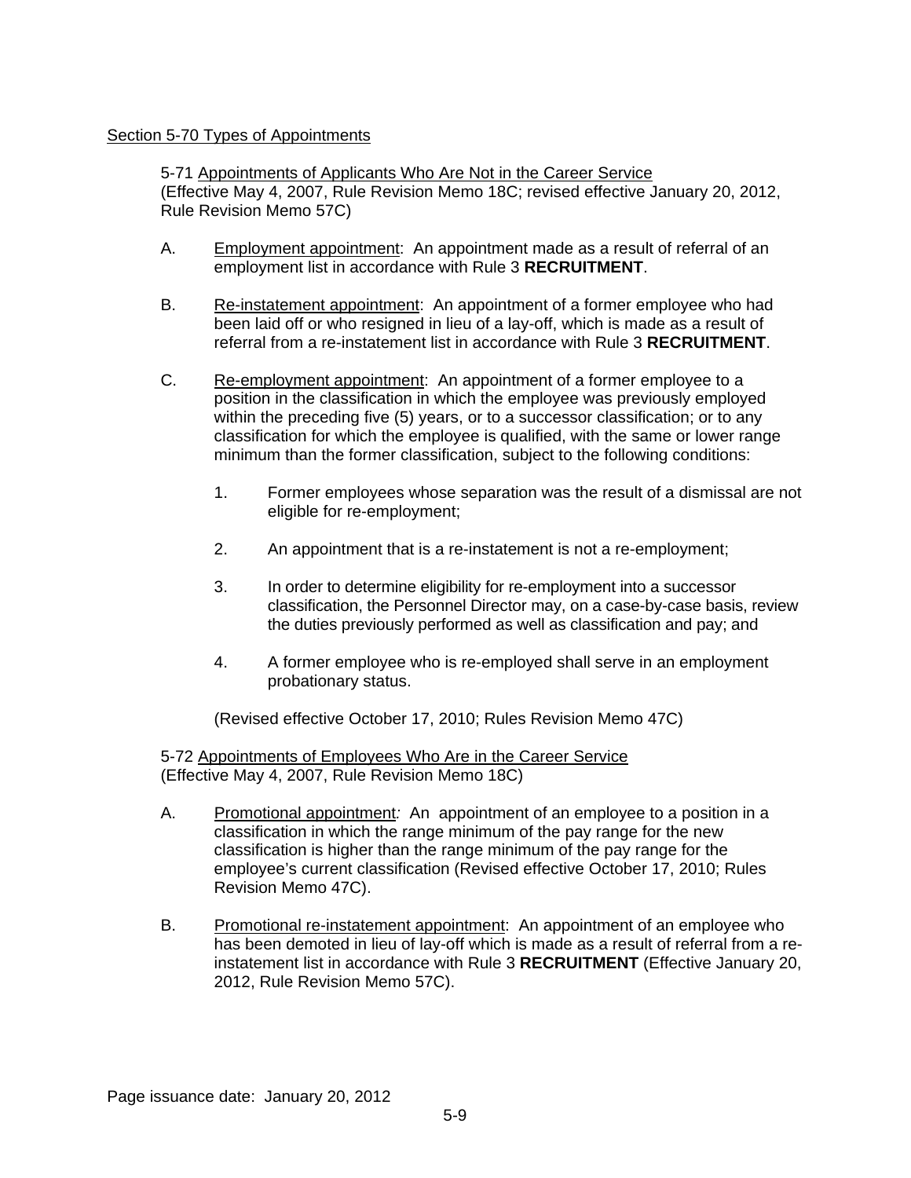## Section 5-70 Types of Appointments

### 5-71 Appointments of Applicants Who Are Not in the Career Service

(Effective May 4, 2007, Rule Revision Memo 18C; revised effective January 20, 2012, Rule Revision Memo 57C)

A. Employment appointment: An appointment made as a result of referral of an employment list in accordance with Rule 3 **RECRUITMENT**.

B. Re-instatement appointment: An appointment of a former employee who had been laid off or who resigned in lieu of a lay-off, which is made as a result of referral from a re-instatement list in accordance with Rule 3 **RECRUITMENT**.

C. Re-employment appointment: An appointment of a former employee to a position in the classification in which the employee was previously employed within the preceding five (5) years, or to a successor classification; or to any classification for which the employee is qualified, with the same or lower range minimum than the former classification, subject to the following conditions:

   1. Former employees whose separation was the result of a dismissal are not eligible for re-employment;

   2. An appointment that is a re-instatement is not a re-employment;

   3. In order to determine eligibility for re-employment into a successor classification, the Personnel Director may, on a case-by-case basis, review the duties previously performed as well as classification and pay; and

   4. A former employee who is re-employed shall serve in an employment probationary status.

(Revised effective October 17, 2010; Rules Revision Memo 47C)

### 5-72 Appointments of Employees Who Are in the Career Service

(Effective May 4, 2007, Rule Revision Memo 18C)

A. Promotional appointment*:* An appointment of an employee to a position in a classification in which the range minimum of the pay range for the new classification is higher than the range minimum of the pay range for the employee's current classification (Revised effective October 17, 2010; Rules Revision Memo 47C).

B. Promotional re-instatement appointment: An appointment of an employee who has been demoted in lieu of lay-off which is made as a result of referral from a re-instatement list in accordance with Rule 3 **RECRUITMENT** (Effective January 20, 2012, Rule Revision Memo 57C).

Page issuance date: January 20, 2012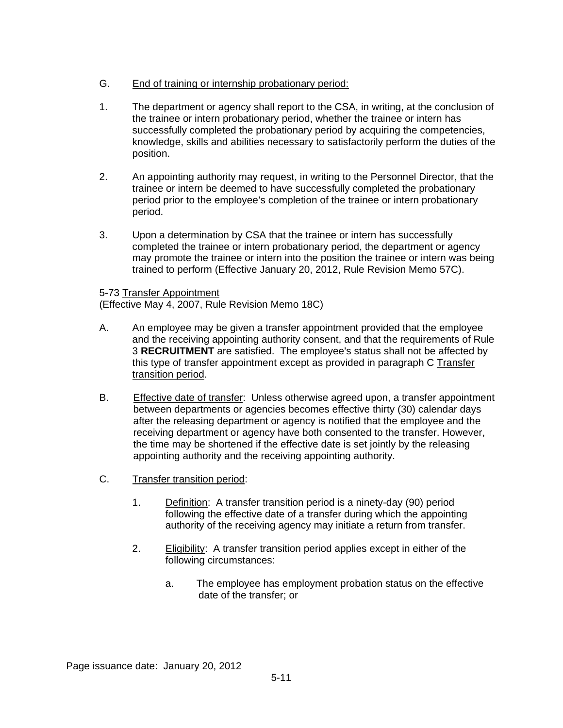G. <u>End of training or internship probationary period:</u>

1. The department or agency shall report to the CSA, in writing, at the conclusion of the trainee or intern probationary period, whether the trainee or intern has successfully completed the probationary period by acquiring the competencies, knowledge, skills and abilities necessary to satisfactorily perform the duties of the position.

2. An appointing authority may request, in writing to the Personnel Director, that the trainee or intern be deemed to have successfully completed the probationary period prior to the employee's completion of the trainee or intern probationary period.

3. Upon a determination by CSA that the trainee or intern has successfully completed the trainee or intern probationary period, the department or agency may promote the trainee or intern into the position the trainee or intern was being trained to perform (Effective January 20, 2012, Rule Revision Memo 57C).

5-73 <u>Transfer Appointment</u>
(Effective May 4, 2007, Rule Revision Memo 18C)

A. An employee may be given a transfer appointment provided that the employee and the receiving appointing authority consent, and that the requirements of Rule 3 **RECRUITMENT** are satisfied. The employee's status shall not be affected by this type of transfer appointment except as provided in paragraph C <u>Transfer transition period</u>.

B. <u>Effective date of transfer</u>: Unless otherwise agreed upon, a transfer appointment between departments or agencies becomes effective thirty (30) calendar days after the releasing department or agency is notified that the employee and the receiving department or agency have both consented to the transfer. However, the time may be shortened if the effective date is set jointly by the releasing appointing authority and the receiving appointing authority.

C. <u>Transfer transition period</u>:

   1. <u>Definition</u>: A transfer transition period is a ninety-day (90) period following the effective date of a transfer during which the appointing authority of the receiving agency may initiate a return from transfer.

   2. <u>Eligibility</u>: A transfer transition period applies except in either of the following circumstances:

      a. The employee has employment probation status on the effective date of the transfer; or

Page issuance date: January 20, 2012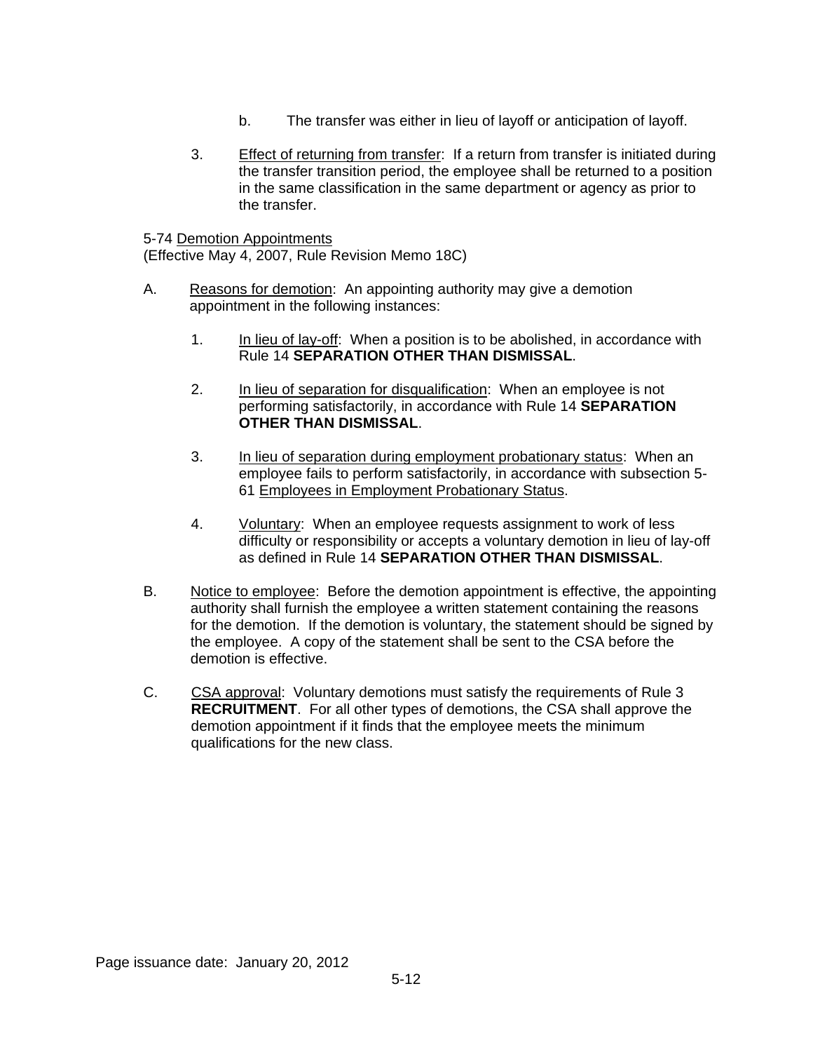b. The transfer was either in lieu of layoff or anticipation of layoff.

3. Effect of returning from transfer: If a return from transfer is initiated during the transfer transition period, the employee shall be returned to a position in the same classification in the same department or agency as prior to the transfer.

5-74 Demotion Appointments
(Effective May 4, 2007, Rule Revision Memo 18C)

A. Reasons for demotion: An appointing authority may give a demotion appointment in the following instances:

1. In lieu of lay-off: When a position is to be abolished, in accordance with Rule 14 **SEPARATION OTHER THAN DISMISSAL**.

2. In lieu of separation for disqualification: When an employee is not performing satisfactorily, in accordance with Rule 14 **SEPARATION OTHER THAN DISMISSAL**.

3. In lieu of separation during employment probationary status: When an employee fails to perform satisfactorily, in accordance with subsection 5-61 Employees in Employment Probationary Status.

4. Voluntary: When an employee requests assignment to work of less difficulty or responsibility or accepts a voluntary demotion in lieu of lay-off as defined in Rule 14 **SEPARATION OTHER THAN DISMISSAL**.

B. Notice to employee: Before the demotion appointment is effective, the appointing authority shall furnish the employee a written statement containing the reasons for the demotion. If the demotion is voluntary, the statement should be signed by the employee. A copy of the statement shall be sent to the CSA before the demotion is effective.

C. CSA approval: Voluntary demotions must satisfy the requirements of Rule 3 **RECRUITMENT**. For all other types of demotions, the CSA shall approve the demotion appointment if it finds that the employee meets the minimum qualifications for the new class.

Page issuance date: January 20, 2012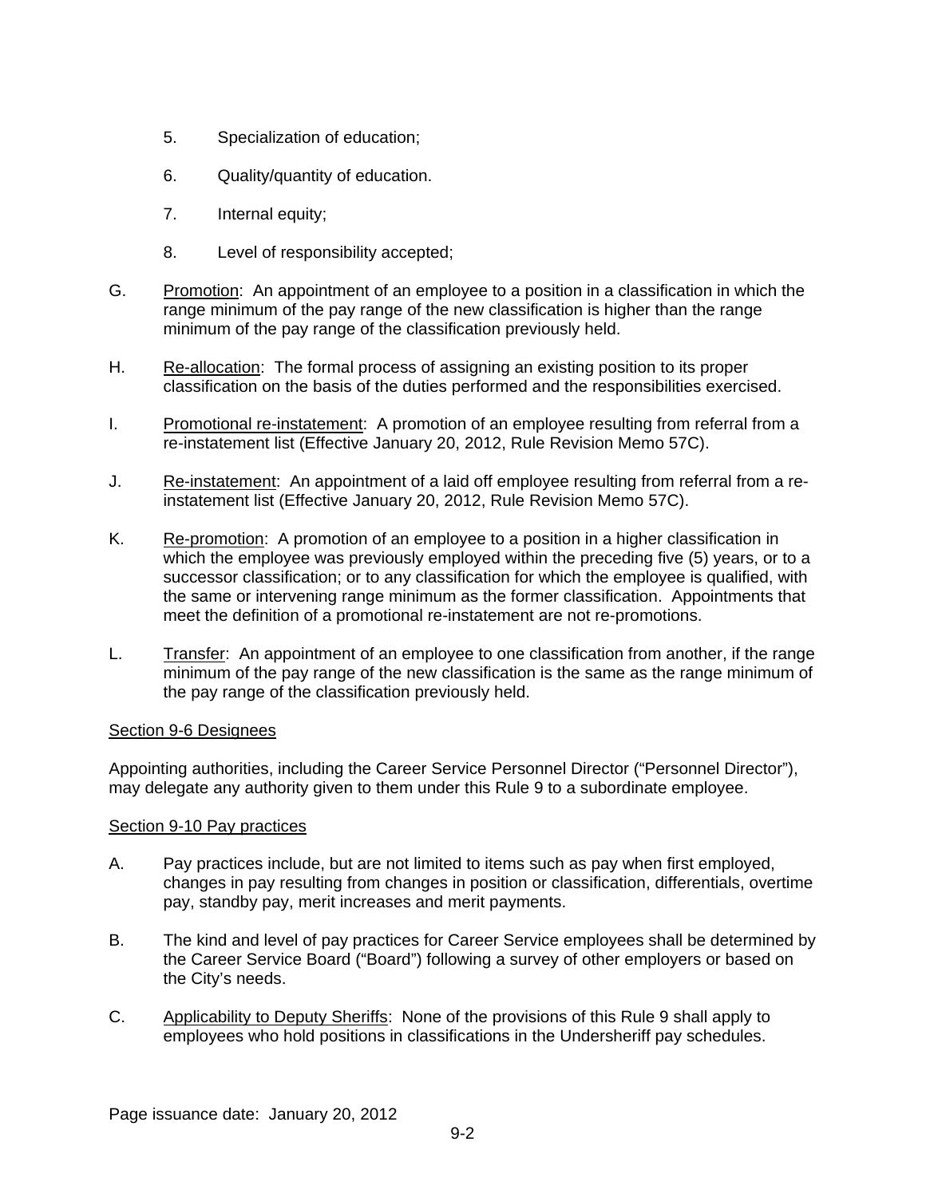5. Specialization of education;

6. Quality/quantity of education.

7. Internal equity;

8. Level of responsibility accepted;

G. Promotion: An appointment of an employee to a position in a classification in which the range minimum of the pay range of the new classification is higher than the range minimum of the pay range of the classification previously held.

H. Re-allocation: The formal process of assigning an existing position to its proper classification on the basis of the duties performed and the responsibilities exercised.

I. Promotional re-instatement: A promotion of an employee resulting from referral from a re-instatement list (Effective January 20, 2012, Rule Revision Memo 57C).

J. Re-instatement: An appointment of a laid off employee resulting from referral from a re-instatement list (Effective January 20, 2012, Rule Revision Memo 57C).

K. Re-promotion: A promotion of an employee to a position in a higher classification in which the employee was previously employed within the preceding five (5) years, or to a successor classification; or to any classification for which the employee is qualified, with the same or intervening range minimum as the former classification. Appointments that meet the definition of a promotional re-instatement are not re-promotions.

L. Transfer: An appointment of an employee to one classification from another, if the range minimum of the pay range of the new classification is the same as the range minimum of the pay range of the classification previously held.

## Section 9-6 Designees

Appointing authorities, including the Career Service Personnel Director ("Personnel Director"), may delegate any authority given to them under this Rule 9 to a subordinate employee.

## Section 9-10 Pay practices

A. Pay practices include, but are not limited to items such as pay when first employed, changes in pay resulting from changes in position or classification, differentials, overtime pay, standby pay, merit increases and merit payments.

B. The kind and level of pay practices for Career Service employees shall be determined by the Career Service Board ("Board") following a survey of other employers or based on the City's needs.

C. Applicability to Deputy Sheriffs: None of the provisions of this Rule 9 shall apply to employees who hold positions in classifications in the Undersheriff pay schedules.

Page issuance date: January 20, 2012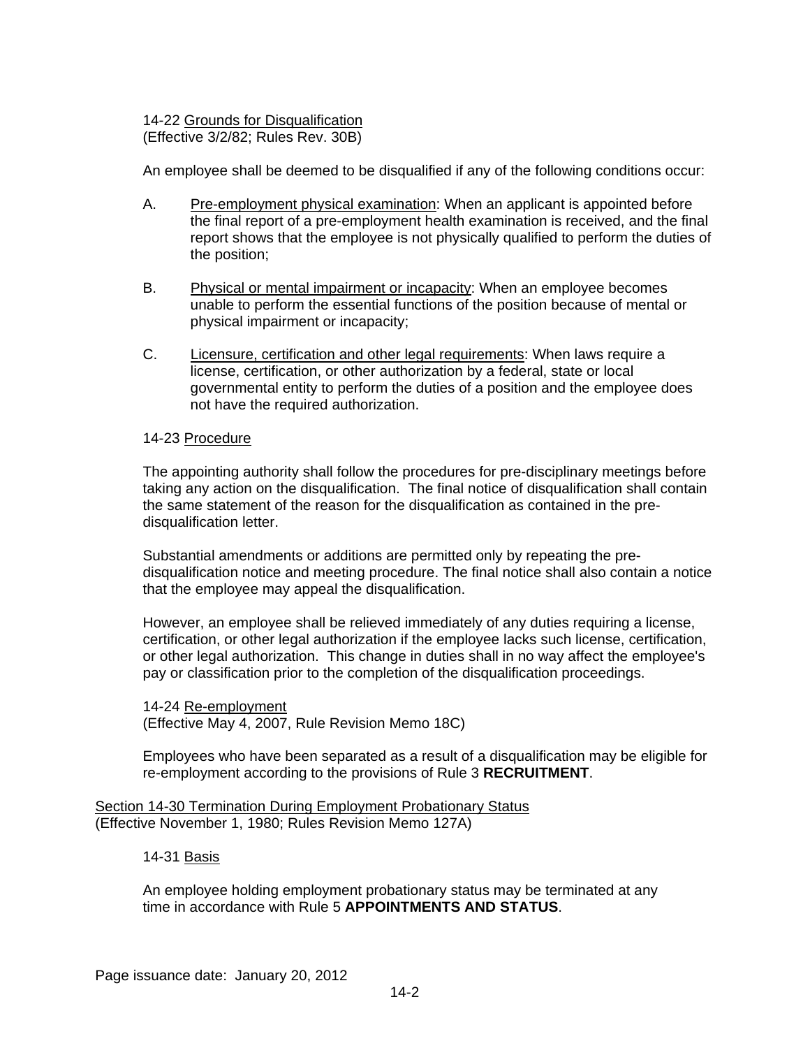14-22 Grounds for Disqualification
(Effective 3/2/82; Rules Rev. 30B)

An employee shall be deemed to be disqualified if any of the following conditions occur:

A. Pre-employment physical examination: When an applicant is appointed before the final report of a pre-employment health examination is received, and the final report shows that the employee is not physically qualified to perform the duties of the position;

B. Physical or mental impairment or incapacity: When an employee becomes unable to perform the essential functions of the position because of mental or physical impairment or incapacity;

C. Licensure, certification and other legal requirements: When laws require a license, certification, or other authorization by a federal, state or local governmental entity to perform the duties of a position and the employee does not have the required authorization.

14-23 Procedure

The appointing authority shall follow the procedures for pre-disciplinary meetings before taking any action on the disqualification. The final notice of disqualification shall contain the same statement of the reason for the disqualification as contained in the pre-disqualification letter.

Substantial amendments or additions are permitted only by repeating the pre-disqualification notice and meeting procedure. The final notice shall also contain a notice that the employee may appeal the disqualification.

However, an employee shall be relieved immediately of any duties requiring a license, certification, or other legal authorization if the employee lacks such license, certification, or other legal authorization. This change in duties shall in no way affect the employee's pay or classification prior to the completion of the disqualification proceedings.

14-24 Re-employment
(Effective May 4, 2007, Rule Revision Memo 18C)

Employees who have been separated as a result of a disqualification may be eligible for re-employment according to the provisions of Rule 3 **RECRUITMENT**.

## Section 14-30 Termination During Employment Probationary Status
(Effective November 1, 1980; Rules Revision Memo 127A)

14-31 Basis

An employee holding employment probationary status may be terminated at any time in accordance with Rule 5 **APPOINTMENTS AND STATUS**.

Page issuance date: January 20, 2012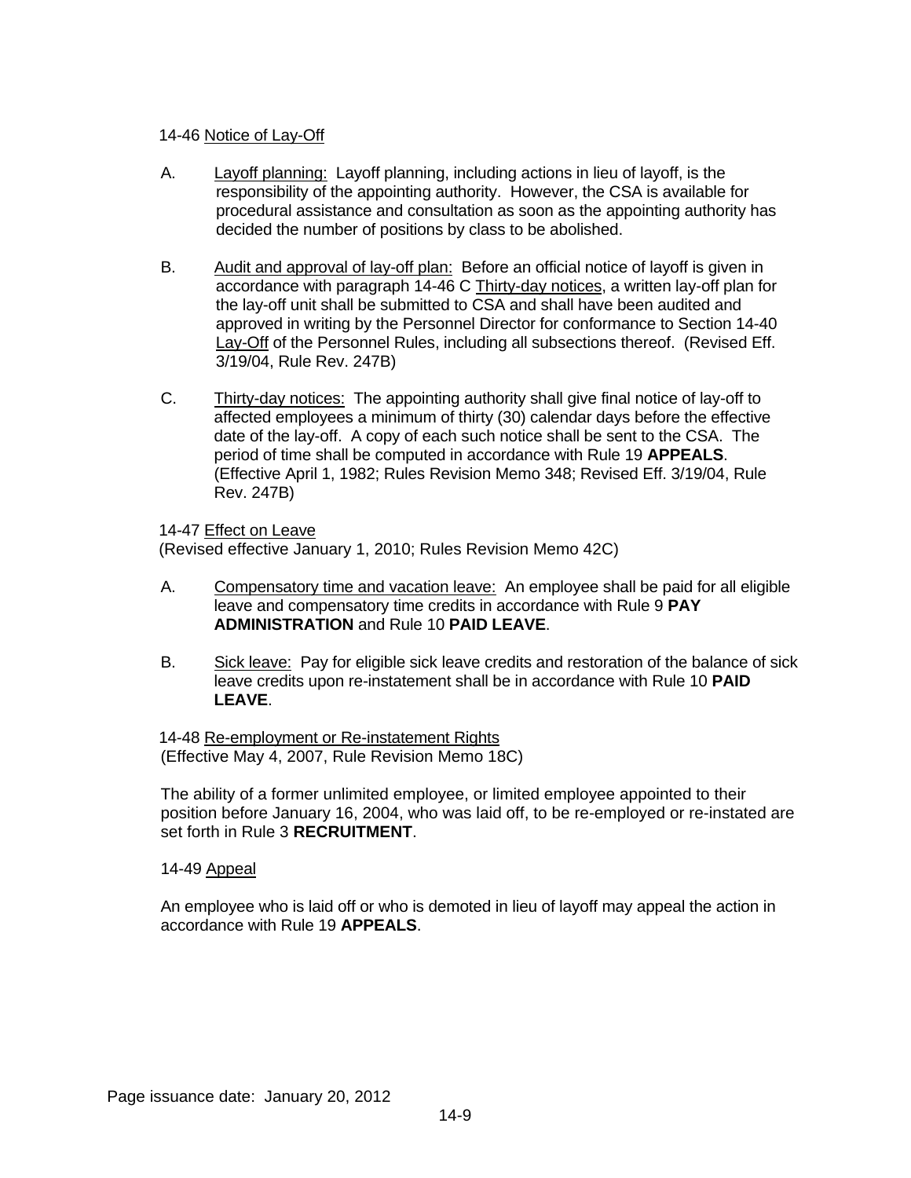14-46 Notice of Lay-Off

A. Layoff planning: Layoff planning, including actions in lieu of layoff, is the responsibility of the appointing authority. However, the CSA is available for procedural assistance and consultation as soon as the appointing authority has decided the number of positions by class to be abolished.

B. Audit and approval of lay-off plan: Before an official notice of layoff is given in accordance with paragraph 14-46 C Thirty-day notices, a written lay-off plan for the lay-off unit shall be submitted to CSA and shall have been audited and approved in writing by the Personnel Director for conformance to Section 14-40 Lay-Off of the Personnel Rules, including all subsections thereof. (Revised Eff. 3/19/04, Rule Rev. 247B)

C. Thirty-day notices: The appointing authority shall give final notice of lay-off to affected employees a minimum of thirty (30) calendar days before the effective date of the lay-off. A copy of each such notice shall be sent to the CSA. The period of time shall be computed in accordance with Rule 19 **APPEALS**. (Effective April 1, 1982; Rules Revision Memo 348; Revised Eff. 3/19/04, Rule Rev. 247B)

14-47 Effect on Leave
(Revised effective January 1, 2010; Rules Revision Memo 42C)

A. Compensatory time and vacation leave: An employee shall be paid for all eligible leave and compensatory time credits in accordance with Rule 9 **PAY ADMINISTRATION** and Rule 10 **PAID LEAVE**.

B. Sick leave: Pay for eligible sick leave credits and restoration of the balance of sick leave credits upon re-instatement shall be in accordance with Rule 10 **PAID LEAVE**.

14-48 Re-employment or Re-instatement Rights
(Effective May 4, 2007, Rule Revision Memo 18C)

The ability of a former unlimited employee, or limited employee appointed to their position before January 16, 2004, who was laid off, to be re-employed or re-instated are set forth in Rule 3 **RECRUITMENT**.

14-49 Appeal

An employee who is laid off or who is demoted in lieu of layoff may appeal the action in accordance with Rule 19 **APPEALS**.

Page issuance date: January 20, 2012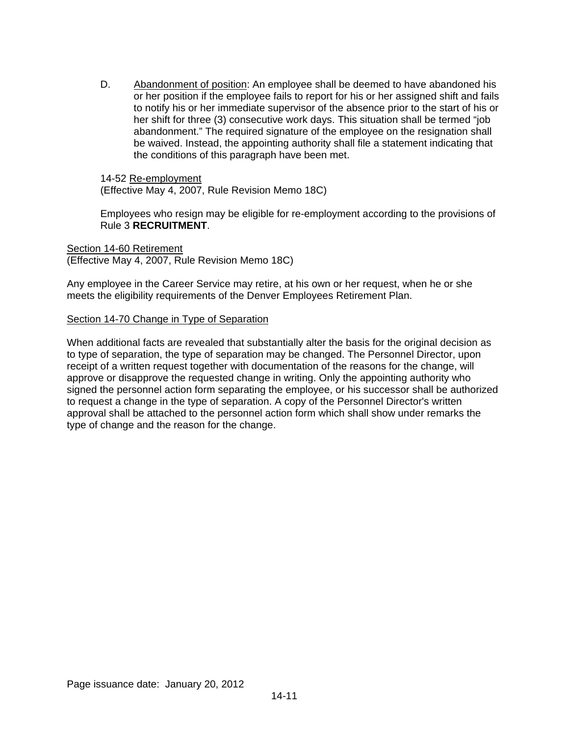D. Abandonment of position: An employee shall be deemed to have abandoned his or her position if the employee fails to report for his or her assigned shift and fails to notify his or her immediate supervisor of the absence prior to the start of his or her shift for three (3) consecutive work days. This situation shall be termed "job abandonment." The required signature of the employee on the resignation shall be waived. Instead, the appointing authority shall file a statement indicating that the conditions of this paragraph have been met.

14-52 Re-employment
(Effective May 4, 2007, Rule Revision Memo 18C)

Employees who resign may be eligible for re-employment according to the provisions of Rule 3 **RECRUITMENT**.

## Section 14-60 Retirement
(Effective May 4, 2007, Rule Revision Memo 18C)

Any employee in the Career Service may retire, at his own or her request, when he or she meets the eligibility requirements of the Denver Employees Retirement Plan.

## Section 14-70 Change in Type of Separation

When additional facts are revealed that substantially alter the basis for the original decision as to type of separation, the type of separation may be changed. The Personnel Director, upon receipt of a written request together with documentation of the reasons for the change, will approve or disapprove the requested change in writing. Only the appointing authority who signed the personnel action form separating the employee, or his successor shall be authorized to request a change in the type of separation. A copy of the Personnel Director's written approval shall be attached to the personnel action form which shall show under remarks the type of change and the reason for the change.